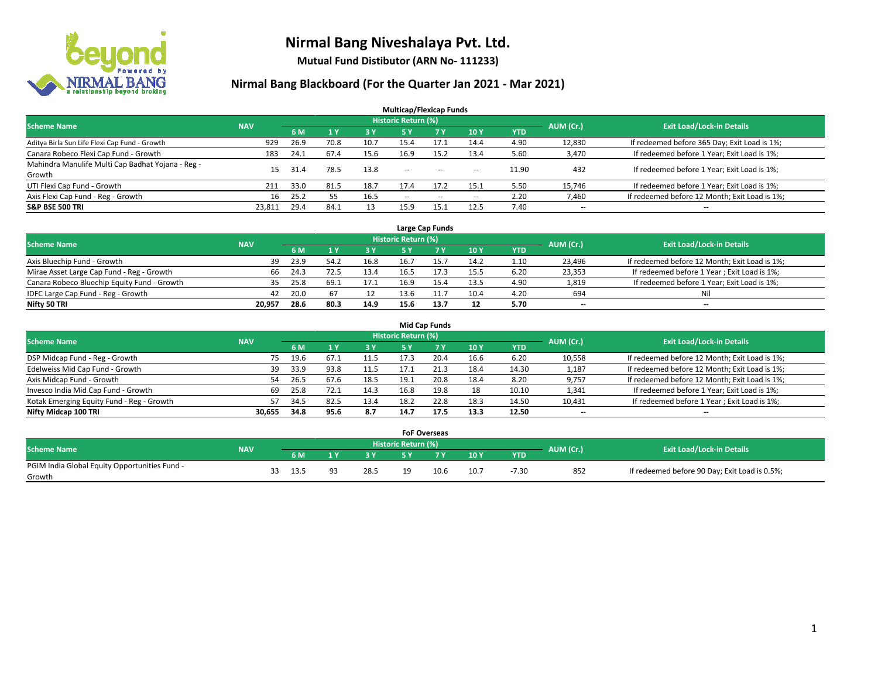# Nirmal Bang Niveshalaya Pvt. Ltd.

**Mutual Fund Distibutor (ARN No- 111233)**

## Nirmal Bang Blackboard (For the Quarter Jan 2021 - Mar 2021)

### Multicap/Flexicap Funds

| Scheme Name | NAV | Historic Return (%) | | | | | | | AUM (Cr.) | Exit Load/Lock-in Details |
|---|---|---|---|---|---|---|---|---|---|---|
| | | 6 M | 1 Y | 3 Y | 5 Y | 7 Y | 10 Y | YTD | | |
| Aditya Birla Sun Life Flexi Cap Fund - Growth | 929 | 26.9 | 70.8 | 10.7 | 15.4 | 17.1 | 14.4 | 4.90 | 12,830 | If redeemed before 365 Day; Exit Load is 1%; |
| Canara Robeco Flexi Cap Fund - Growth | 183 | 24.1 | 67.4 | 15.6 | 16.9 | 15.2 | 13.4 | 5.60 | 3,470 | If redeemed before 1 Year; Exit Load is 1%; |
| Mahindra Manulife Multi Cap Badhat Yojana - Reg - Growth | 15 | 31.4 | 78.5 | 13.8 | -- | -- | -- | 11.90 | 432 | If redeemed before 1 Year; Exit Load is 1%; |
| UTI Flexi Cap Fund - Growth | 211 | 33.0 | 81.5 | 18.7 | 17.4 | 17.2 | 15.1 | 5.50 | 15,746 | If redeemed before 1 Year; Exit Load is 1%; |
| Axis Flexi Cap Fund - Reg - Growth | 16 | 25.2 | 55 | 16.5 | -- | -- | -- | 2.20 | 7,460 | If redeemed before 12 Month; Exit Load is 1%; |
| **S&P BSE 500 TRI** | **23,811** | **29.4** | **84.1** | **13** | **15.9** | **15.1** | **12.5** | **7.40** | -- | -- |

### Large Cap Funds

| Scheme Name | NAV | Historic Return (%) | | | | | | | AUM (Cr.) | Exit Load/Lock-in Details |
|---|---|---|---|---|---|---|---|---|---|---|
| | | 6 M | 1 Y | 3 Y | 5 Y | 7 Y | 10 Y | YTD | | |
| Axis Bluechip Fund - Growth | 39 | 23.9 | 54.2 | 16.8 | 16.7 | 15.7 | 14.2 | 1.10 | 23,496 | If redeemed before 12 Month; Exit Load is 1%; |
| Mirae Asset Large Cap Fund - Reg - Growth | 66 | 24.3 | 72.5 | 13.4 | 16.5 | 17.3 | 15.5 | 6.20 | 23,353 | If redeemed before 1 Year ; Exit Load is 1%; |
| Canara Robeco Bluechip Equity Fund - Growth | 35 | 25.8 | 69.1 | 17.1 | 16.9 | 15.4 | 13.5 | 4.90 | 1,819 | If redeemed before 1 Year; Exit Load is 1%; |
| IDFC Large Cap Fund - Reg - Growth | 42 | 20.0 | 67 | 12 | 13.6 | 11.7 | 10.4 | 4.20 | 694 | Nil |
| **Nifty 50 TRI** | **20,957** | **28.6** | **80.3** | **14.9** | **15.6** | **13.7** | **12** | **5.70** | **--** | **--** |

### Mid Cap Funds

| Scheme Name | NAV | Historic Return (%) | | | | | | | AUM (Cr.) | Exit Load/Lock-in Details |
|---|---|---|---|---|---|---|---|---|---|---|
| | | 6 M | 1 Y | 3 Y | 5 Y | 7 Y | 10 Y | YTD | | |
| DSP Midcap Fund - Reg - Growth | 75 | 19.6 | 67.1 | 11.5 | 17.3 | 20.4 | 16.6 | 6.20 | 10,558 | If redeemed before 12 Month; Exit Load is 1%; |
| Edelweiss Mid Cap Fund - Growth | 39 | 33.9 | 93.8 | 11.5 | 17.1 | 21.3 | 18.4 | 14.30 | 1,187 | If redeemed before 12 Month; Exit Load is 1%; |
| Axis Midcap Fund - Growth | 54 | 26.5 | 67.6 | 18.5 | 19.1 | 20.8 | 18.4 | 8.20 | 9,757 | If redeemed before 12 Month; Exit Load is 1%; |
| Invesco India Mid Cap Fund - Growth | 69 | 25.8 | 72.1 | 14.3 | 16.8 | 19.8 | 18 | 10.10 | 1,341 | If redeemed before 1 Year; Exit Load is 1%; |
| Kotak Emerging Equity Fund - Reg - Growth | 57 | 34.5 | 82.5 | 13.4 | 18.2 | 22.8 | 18.3 | 14.50 | 10,431 | If redeemed before 1 Year ; Exit Load is 1%; |
| **Nifty Midcap 100 TRI** | **30,655** | **34.8** | **95.6** | **8.7** | **14.7** | **17.5** | **13.3** | **12.50** | **--** | **--** |

### FoF Overseas

| Scheme Name | NAV | Historic Return (%) | | | | | | | AUM (Cr.) | Exit Load/Lock-in Details |
|---|---|---|---|---|---|---|---|---|---|---|
| | | 6 M | 1 Y | 3 Y | 5 Y | 7 Y | 10 Y | YTD | | |
| PGIM India Global Equity Opportunities Fund - Growth | 33 | 13.5 | 93 | 28.5 | 19 | 10.6 | 10.7 | -7.30 | 852 | If redeemed before 90 Day; Exit Load is 0.5%; |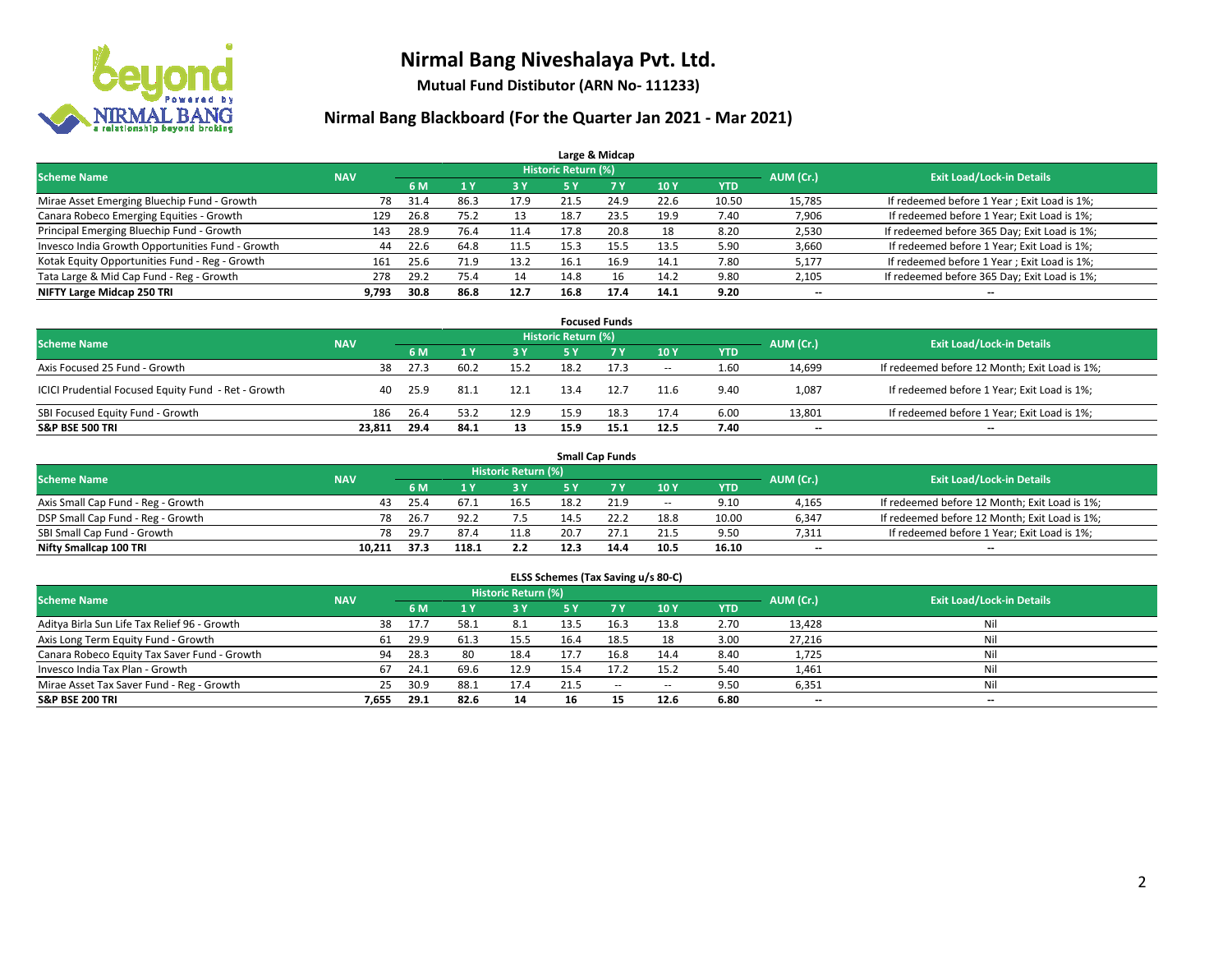# Nirmal Bang Niveshalaya Pvt. Ltd.

**Mutual Fund Distibutor (ARN No- 111233)**

## Nirmal Bang Blackboard (For the Quarter Jan 2021 - Mar 2021)

### Large & Midcap

| Scheme Name | NAV | Historic Return (%) | | | | | | | AUM (Cr.) | Exit Load/Lock-in Details |
|---|---|---|---|---|---|---|---|---|---|---|
| | | 6 M | 1 Y | 3 Y | 5 Y | 7 Y | 10 Y | YTD | | |
| Mirae Asset Emerging Bluechip Fund - Growth | 78 | 31.4 | 86.3 | 17.9 | 21.5 | 24.9 | 22.6 | 10.50 | 15,785 | If redeemed before 1 Year ; Exit Load is 1%; |
| Canara Robeco Emerging Equities - Growth | 129 | 26.8 | 75.2 | 13 | 18.7 | 23.5 | 19.9 | 7.40 | 7,906 | If redeemed before 1 Year; Exit Load is 1%; |
| Principal Emerging Bluechip Fund - Growth | 143 | 28.9 | 76.4 | 11.4 | 17.8 | 20.8 | 18 | 8.20 | 2,530 | If redeemed before 365 Day; Exit Load is 1%; |
| Invesco India Growth Opportunities Fund - Growth | 44 | 22.6 | 64.8 | 11.5 | 15.3 | 15.5 | 13.5 | 5.90 | 3,660 | If redeemed before 1 Year; Exit Load is 1%; |
| Kotak Equity Opportunities Fund - Reg - Growth | 161 | 25.6 | 71.9 | 13.2 | 16.1 | 16.9 | 14.1 | 7.80 | 5,177 | If redeemed before 1 Year ; Exit Load is 1%; |
| Tata Large & Mid Cap Fund - Reg - Growth | 278 | 29.2 | 75.4 | 14 | 14.8 | 16 | 14.2 | 9.80 | 2,105 | If redeemed before 365 Day; Exit Load is 1%; |
| **NIFTY Large Midcap 250 TRI** | **9,793** | **30.8** | **86.8** | **12.7** | **16.8** | **17.4** | **14.1** | **9.20** | **--** | **--** |

### Focused Funds

| Scheme Name | NAV | Historic Return (%) | | | | | | | AUM (Cr.) | Exit Load/Lock-in Details |
|---|---|---|---|---|---|---|---|---|---|---|
| | | 6 M | 1 Y | 3 Y | 5 Y | 7 Y | 10 Y | YTD | | |
| Axis Focused 25 Fund - Growth | 38 | 27.3 | 60.2 | 15.2 | 18.2 | 17.3 | -- | 1.60 | 14,699 | If redeemed before 12 Month; Exit Load is 1%; |
| ICICI Prudential Focused Equity Fund - Ret - Growth | 40 | 25.9 | 81.1 | 12.1 | 13.4 | 12.7 | 11.6 | 9.40 | 1,087 | If redeemed before 1 Year; Exit Load is 1%; |
| SBI Focused Equity Fund - Growth | 186 | 26.4 | 53.2 | 12.9 | 15.9 | 18.3 | 17.4 | 6.00 | 13,801 | If redeemed before 1 Year; Exit Load is 1%; |
| **S&P BSE 500 TRI** | **23,811** | **29.4** | **84.1** | **13** | **15.9** | **15.1** | **12.5** | **7.40** | **--** | **--** |

### Small Cap Funds

| Scheme Name | NAV | Historic Return (%) | | | | | | | AUM (Cr.) | Exit Load/Lock-in Details |
|---|---|---|---|---|---|---|---|---|---|---|
| | | 6 M | 1 Y | 3 Y | 5 Y | 7 Y | 10 Y | YTD | | |
| Axis Small Cap Fund - Reg - Growth | 43 | 25.4 | 67.1 | 16.5 | 18.2 | 21.9 | -- | 9.10 | 4,165 | If redeemed before 12 Month; Exit Load is 1%; |
| DSP Small Cap Fund - Reg - Growth | 78 | 26.7 | 92.2 | 7.5 | 14.5 | 22.2 | 18.8 | 10.00 | 6,347 | If redeemed before 12 Month; Exit Load is 1%; |
| SBI Small Cap Fund - Growth | 78 | 29.7 | 87.4 | 11.8 | 20.7 | 27.1 | 21.5 | 9.50 | 7,311 | If redeemed before 1 Year; Exit Load is 1%; |
| **Nifty Smallcap 100 TRI** | **10,211** | **37.3** | **118.1** | **2.2** | **12.3** | **14.4** | **10.5** | **16.10** | **--** | **--** |

### ELSS Schemes (Tax Saving u/s 80-C)

| Scheme Name | NAV | Historic Return (%) | | | | | | | AUM (Cr.) | Exit Load/Lock-in Details |
|---|---|---|---|---|---|---|---|---|---|---|
| | | 6 M | 1 Y | 3 Y | 5 Y | 7 Y | 10 Y | YTD | | |
| Aditya Birla Sun Life Tax Relief 96 - Growth | 38 | 17.7 | 58.1 | 8.1 | 13.5 | 16.3 | 13.8 | 2.70 | 13,428 | Nil |
| Axis Long Term Equity Fund - Growth | 61 | 29.9 | 61.3 | 15.5 | 16.4 | 18.5 | 18 | 3.00 | 27,216 | Nil |
| Canara Robeco Equity Tax Saver Fund - Growth | 94 | 28.3 | 80 | 18.4 | 17.7 | 16.8 | 14.4 | 8.40 | 1,725 | Nil |
| Invesco India Tax Plan - Growth | 67 | 24.1 | 69.6 | 12.9 | 15.4 | 17.2 | 15.2 | 5.40 | 1,461 | Nil |
| Mirae Asset Tax Saver Fund - Reg - Growth | 25 | 30.9 | 88.1 | 17.4 | 21.5 | -- | -- | 9.50 | 6,351 | Nil |
| **S&P BSE 200 TRI** | **7,655** | **29.1** | **82.6** | **14** | **16** | **15** | **12.6** | **6.80** | **--** | **--** |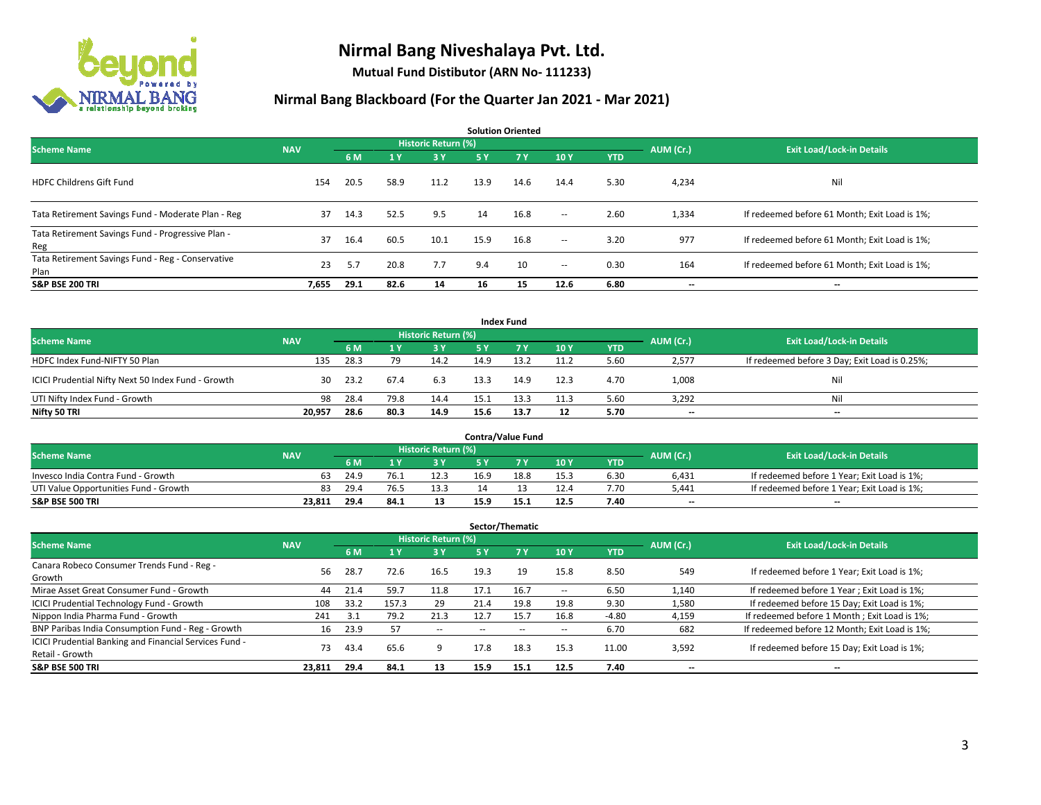# Nirmal Bang Niveshalaya Pvt. Ltd.

**Mutual Fund Distibutor (ARN No- 111233)**

## Nirmal Bang Blackboard (For the Quarter Jan 2021 - Mar 2021)

### Solution Oriented

| Scheme Name | NAV | Historic Return (%) | | | | | | | AUM (Cr.) | Exit Load/Lock-in Details |
|---|---|---|---|---|---|---|---|---|---|---|
| | | 6 M | 1 Y | 3 Y | 5 Y | 7 Y | 10 Y | YTD | | |
| HDFC Childrens Gift Fund | 154 | 20.5 | 58.9 | 11.2 | 13.9 | 14.6 | 14.4 | 5.30 | 4,234 | Nil |
| Tata Retirement Savings Fund - Moderate Plan - Reg | 37 | 14.3 | 52.5 | 9.5 | 14 | 16.8 | -- | 2.60 | 1,334 | If redeemed before 61 Month; Exit Load is 1%; |
| Tata Retirement Savings Fund - Progressive Plan - Reg | 37 | 16.4 | 60.5 | 10.1 | 15.9 | 16.8 | -- | 3.20 | 977 | If redeemed before 61 Month; Exit Load is 1%; |
| Tata Retirement Savings Fund - Reg - Conservative Plan | 23 | 5.7 | 20.8 | 7.7 | 9.4 | 10 | -- | 0.30 | 164 | If redeemed before 61 Month; Exit Load is 1%; |
| **S&P BSE 200 TRI** | **7,655** | **29.1** | **82.6** | **14** | **16** | **15** | **12.6** | **6.80** | **--** | **--** |

### Index Fund

| Scheme Name | NAV | Historic Return (%) | | | | | | | AUM (Cr.) | Exit Load/Lock-in Details |
|---|---|---|---|---|---|---|---|---|---|---|
| | | 6 M | 1 Y | 3 Y | 5 Y | 7 Y | 10 Y | YTD | | |
| HDFC Index Fund-NIFTY 50 Plan | 135 | 28.3 | 79 | 14.2 | 14.9 | 13.2 | 11.2 | 5.60 | 2,577 | If redeemed before 3 Day; Exit Load is 0.25%; |
| ICICI Prudential Nifty Next 50 Index Fund - Growth | 30 | 23.2 | 67.4 | 6.3 | 13.3 | 14.9 | 12.3 | 4.70 | 1,008 | Nil |
| UTI Nifty Index Fund - Growth | 98 | 28.4 | 79.8 | 14.4 | 15.1 | 13.3 | 11.3 | 5.60 | 3,292 | Nil |
| **Nifty 50 TRI** | **20,957** | **28.6** | **80.3** | **14.9** | **15.6** | **13.7** | **12** | **5.70** | **--** | **--** |

### Contra/Value Fund

| Scheme Name | NAV | Historic Return (%) | | | | | | | AUM (Cr.) | Exit Load/Lock-in Details |
|---|---|---|---|---|---|---|---|---|---|---|
| | | 6 M | 1 Y | 3 Y | 5 Y | 7 Y | 10 Y | YTD | | |
| Invesco India Contra Fund - Growth | 63 | 24.9 | 76.1 | 12.3 | 16.9 | 18.8 | 15.3 | 6.30 | 6,431 | If redeemed before 1 Year; Exit Load is 1%; |
| UTI Value Opportunities Fund - Growth | 83 | 29.4 | 76.5 | 13.3 | 14 | 13 | 12.4 | 7.70 | 5,441 | If redeemed before 1 Year; Exit Load is 1%; |
| **S&P BSE 500 TRI** | **23,811** | **29.4** | **84.1** | **13** | **15.9** | **15.1** | **12.5** | **7.40** | **--** | **--** |

### Sector/Thematic

| Scheme Name | NAV | Historic Return (%) | | | | | | | AUM (Cr.) | Exit Load/Lock-in Details |
|---|---|---|---|---|---|---|---|---|---|---|
| | | 6 M | 1 Y | 3 Y | 5 Y | 7 Y | 10 Y | YTD | | |
| Canara Robeco Consumer Trends Fund - Reg - Growth | 56 | 28.7 | 72.6 | 16.5 | 19.3 | 19 | 15.8 | 8.50 | 549 | If redeemed before 1 Year; Exit Load is 1%; |
| Mirae Asset Great Consumer Fund - Growth | 44 | 21.4 | 59.7 | 11.8 | 17.1 | 16.7 | -- | 6.50 | 1,140 | If redeemed before 1 Year ; Exit Load is 1%; |
| ICICI Prudential Technology Fund - Growth | 108 | 33.2 | 157.3 | 29 | 21.4 | 19.8 | 19.8 | 9.30 | 1,580 | If redeemed before 15 Day; Exit Load is 1%; |
| Nippon India Pharma Fund - Growth | 241 | 3.1 | 79.2 | 21.3 | 12.7 | 15.7 | 16.8 | -4.80 | 4,159 | If redeemed before 1 Month ; Exit Load is 1%; |
| BNP Paribas India Consumption Fund - Reg - Growth | 16 | 23.9 | 57 | -- | -- | -- | -- | 6.70 | 682 | If redeemed before 12 Month; Exit Load is 1%; |
| ICICI Prudential Banking and Financial Services Fund - Retail - Growth | 73 | 43.4 | 65.6 | 9 | 17.8 | 18.3 | 15.3 | 11.00 | 3,592 | If redeemed before 15 Day; Exit Load is 1%; |
| **S&P BSE 500 TRI** | **23,811** | **29.4** | **84.1** | **13** | **15.9** | **15.1** | **12.5** | **7.40** | **--** | **--** |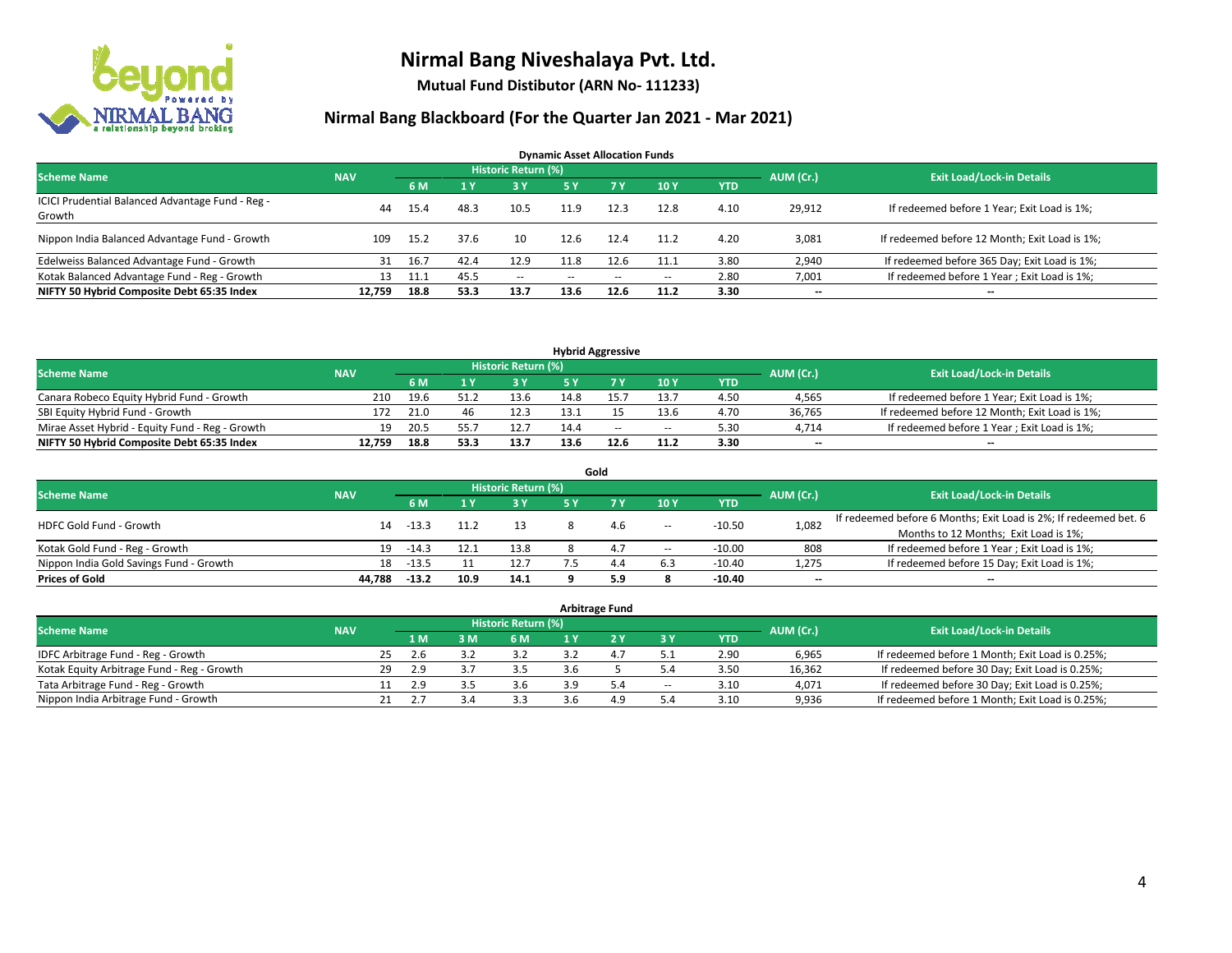# Nirmal Bang Niveshalaya Pvt. Ltd.

**Mutual Fund Distibutor (ARN No- 111233)**

## Nirmal Bang Blackboard (For the Quarter Jan 2021 - Mar 2021)

### Dynamic Asset Allocation Funds

| Scheme Name | NAV | Historic Return (%) | | | | | | | AUM (Cr.) | Exit Load/Lock-in Details |
|---|---|---|---|---|---|---|---|---|---|---|
| | | 6 M | 1 Y | 3 Y | 5 Y | 7 Y | 10 Y | YTD | | |
| ICICI Prudential Balanced Advantage Fund - Reg - Growth | 44 | 15.4 | 48.3 | 10.5 | 11.9 | 12.3 | 12.8 | 4.10 | 29,912 | If redeemed before 1 Year; Exit Load is 1%; |
| Nippon India Balanced Advantage Fund - Growth | 109 | 15.2 | 37.6 | 10 | 12.6 | 12.4 | 11.2 | 4.20 | 3,081 | If redeemed before 12 Month; Exit Load is 1%; |
| Edelweiss Balanced Advantage Fund - Growth | 31 | 16.7 | 42.4 | 12.9 | 11.8 | 12.6 | 11.1 | 3.80 | 2,940 | If redeemed before 365 Day; Exit Load is 1%; |
| Kotak Balanced Advantage Fund - Reg - Growth | 13 | 11.1 | 45.5 | -- | -- | -- | -- | 2.80 | 7,001 | If redeemed before 1 Year ; Exit Load is 1%; |
| **NIFTY 50 Hybrid Composite Debt 65:35 Index** | **12,759** | **18.8** | **53.3** | **13.7** | **13.6** | **12.6** | **11.2** | **3.30** | **--** | **--** |

### Hybrid Aggressive

| Scheme Name | NAV | Historic Return (%) | | | | | | | AUM (Cr.) | Exit Load/Lock-in Details |
|---|---|---|---|---|---|---|---|---|---|---|
| | | 6 M | 1 Y | 3 Y | 5 Y | 7 Y | 10 Y | YTD | | |
| Canara Robeco Equity Hybrid Fund - Growth | 210 | 19.6 | 51.2 | 13.6 | 14.8 | 15.7 | 13.7 | 4.50 | 4,565 | If redeemed before 1 Year; Exit Load is 1%; |
| SBI Equity Hybrid Fund - Growth | 172 | 21.0 | 46 | 12.3 | 13.1 | 15 | 13.6 | 4.70 | 36,765 | If redeemed before 12 Month; Exit Load is 1%; |
| Mirae Asset Hybrid - Equity Fund - Reg - Growth | 19 | 20.5 | 55.7 | 12.7 | 14.4 | -- | -- | 5.30 | 4,714 | If redeemed before 1 Year ; Exit Load is 1%; |
| **NIFTY 50 Hybrid Composite Debt 65:35 Index** | **12,759** | **18.8** | **53.3** | **13.7** | **13.6** | **12.6** | **11.2** | **3.30** | **--** | **--** |

### Gold

| Scheme Name | NAV | Historic Return (%) | | | | | | | AUM (Cr.) | Exit Load/Lock-in Details |
|---|---|---|---|---|---|---|---|---|---|---|
| | | 6 M | 1 Y | 3 Y | 5 Y | 7 Y | 10 Y | YTD | | |
| HDFC Gold Fund - Growth | 14 | -13.3 | 11.2 | 13 | 8 | 4.6 | -- | -10.50 | 1,082 | If redeemed before 6 Months; Exit Load is 2%; If redeemed bet. 6 Months to 12 Months; Exit Load is 1%; |
| Kotak Gold Fund - Reg - Growth | 19 | -14.3 | 12.1 | 13.8 | 8 | 4.7 | -- | -10.00 | 808 | If redeemed before 1 Year ; Exit Load is 1%; |
| Nippon India Gold Savings Fund - Growth | 18 | -13.5 | 11 | 12.7 | 7.5 | 4.4 | 6.3 | -10.40 | 1,275 | If redeemed before 15 Day; Exit Load is 1%; |
| **Prices of Gold** | **44,788** | **-13.2** | **10.9** | **14.1** | **9** | **5.9** | **8** | **-10.40** | **--** | **--** |

### Arbitrage Fund

| Scheme Name | NAV | Historic Return (%) | | | | | | | AUM (Cr.) | Exit Load/Lock-in Details |
|---|---|---|---|---|---|---|---|---|---|---|
| | | 1 M | 3 M | 6 M | 1 Y | 2 Y | 3 Y | YTD | | |
| IDFC Arbitrage Fund - Reg - Growth | 25 | 2.6 | 3.2 | 3.2 | 3.2 | 4.7 | 5.1 | 2.90 | 6,965 | If redeemed before 1 Month; Exit Load is 0.25%; |
| Kotak Equity Arbitrage Fund - Reg - Growth | 29 | 2.9 | 3.7 | 3.5 | 3.6 | 5 | 5.4 | 3.50 | 16,362 | If redeemed before 30 Day; Exit Load is 0.25%; |
| Tata Arbitrage Fund - Reg - Growth | 11 | 2.9 | 3.5 | 3.6 | 3.9 | 5.4 | -- | 3.10 | 4,071 | If redeemed before 30 Day; Exit Load is 0.25%; |
| Nippon India Arbitrage Fund - Growth | 21 | 2.7 | 3.4 | 3.3 | 3.6 | 4.9 | 5.4 | 3.10 | 9,936 | If redeemed before 1 Month; Exit Load is 0.25%; |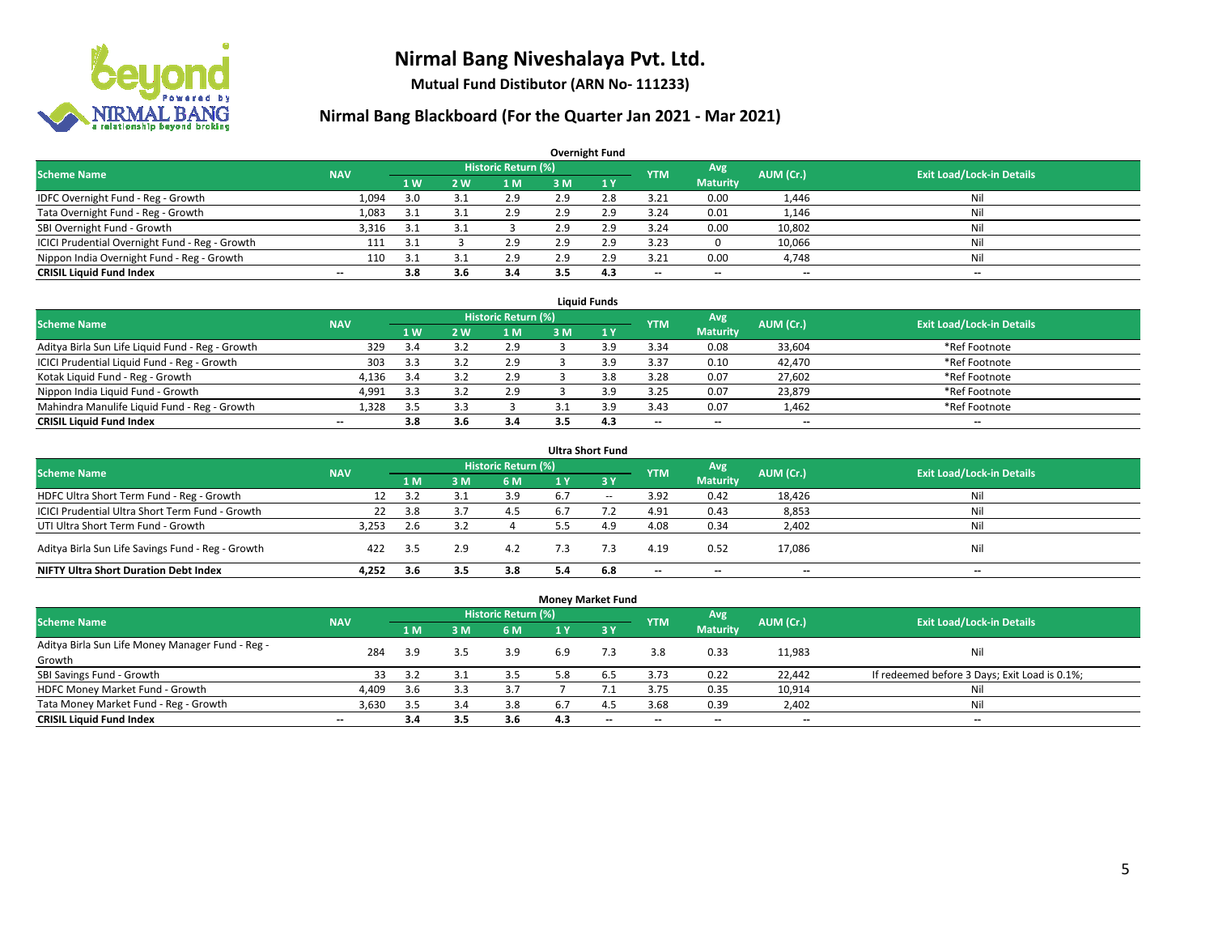# Nirmal Bang Niveshalaya Pvt. Ltd.

**Mutual Fund Distibutor (ARN No- 111233)**

## Nirmal Bang Blackboard (For the Quarter Jan 2021 - Mar 2021)

### Overnight Fund

| Scheme Name | NAV | Historic Return (%) | | | | | YTM | Avg Maturity | AUM (Cr.) | Exit Load/Lock-in Details |
|---|---|---|---|---|---|---|---|---|---|---|
| | | 1 W | 2 W | 1 M | 3 M | 1 Y | | | | |
| IDFC Overnight Fund - Reg - Growth | 1,094 | 3.0 | 3.1 | 2.9 | 2.9 | 2.8 | 3.21 | 0.00 | 1,446 | Nil |
| Tata Overnight Fund - Reg - Growth | 1,083 | 3.1 | 3.1 | 2.9 | 2.9 | 2.9 | 3.24 | 0.01 | 1,146 | Nil |
| SBI Overnight Fund - Growth | 3,316 | 3.1 | 3.1 | 3 | 2.9 | 2.9 | 3.24 | 0.00 | 10,802 | Nil |
| ICICI Prudential Overnight Fund - Reg - Growth | 111 | 3.1 | 3 | 2.9 | 2.9 | 2.9 | 3.23 | 0 | 10,066 | Nil |
| Nippon India Overnight Fund - Reg - Growth | 110 | 3.1 | 3.1 | 2.9 | 2.9 | 2.9 | 3.21 | 0.00 | 4,748 | Nil |
| **CRISIL Liquid Fund Index** | -- | **3.8** | **3.6** | **3.4** | **3.5** | **4.3** | -- | -- | -- | -- |

### Liquid Funds

| Scheme Name | NAV | Historic Return (%) | | | | | YTM | Avg Maturity | AUM (Cr.) | Exit Load/Lock-in Details |
|---|---|---|---|---|---|---|---|---|---|---|
| | | 1 W | 2 W | 1 M | 3 M | 1 Y | | | | |
| Aditya Birla Sun Life Liquid Fund - Reg - Growth | 329 | 3.4 | 3.2 | 2.9 | 3 | 3.9 | 3.34 | 0.08 | 33,604 | *Ref Footnote |
| ICICI Prudential Liquid Fund - Reg - Growth | 303 | 3.3 | 3.2 | 2.9 | 3 | 3.9 | 3.37 | 0.10 | 42,470 | *Ref Footnote |
| Kotak Liquid Fund - Reg - Growth | 4,136 | 3.4 | 3.2 | 2.9 | 3 | 3.8 | 3.28 | 0.07 | 27,602 | *Ref Footnote |
| Nippon India Liquid Fund - Growth | 4,991 | 3.3 | 3.2 | 2.9 | 3 | 3.9 | 3.25 | 0.07 | 23,879 | *Ref Footnote |
| Mahindra Manulife Liquid Fund - Reg - Growth | 1,328 | 3.5 | 3.3 | 3 | 3.1 | 3.9 | 3.43 | 0.07 | 1,462 | *Ref Footnote |
| **CRISIL Liquid Fund Index** | -- | **3.8** | **3.6** | **3.4** | **3.5** | **4.3** | -- | -- | -- | -- |

### Ultra Short Fund

| Scheme Name | NAV | Historic Return (%) | | | | | YTM | Avg Maturity | AUM (Cr.) | Exit Load/Lock-in Details |
|---|---|---|---|---|---|---|---|---|---|---|
| | | 1 M | 3 M | 6 M | 1 Y | 3 Y | | | | |
| HDFC Ultra Short Term Fund - Reg - Growth | 12 | 3.2 | 3.1 | 3.9 | 6.7 | -- | 3.92 | 0.42 | 18,426 | Nil |
| ICICI Prudential Ultra Short Term Fund - Growth | 22 | 3.8 | 3.7 | 4.5 | 6.7 | 7.2 | 4.91 | 0.43 | 8,853 | Nil |
| UTI Ultra Short Term Fund - Growth | 3,253 | 2.6 | 3.2 | 4 | 5.5 | 4.9 | 4.08 | 0.34 | 2,402 | Nil |
| Aditya Birla Sun Life Savings Fund - Reg - Growth | 422 | 3.5 | 2.9 | 4.2 | 7.3 | 7.3 | 4.19 | 0.52 | 17,086 | Nil |
| **NIFTY Ultra Short Duration Debt Index** | **4,252** | **3.6** | **3.5** | **3.8** | **5.4** | **6.8** | -- | -- | -- | -- |

### Money Market Fund

| Scheme Name | NAV | Historic Return (%) | | | | | YTM | Avg Maturity | AUM (Cr.) | Exit Load/Lock-in Details |
|---|---|---|---|---|---|---|---|---|---|---|
| | | 1 M | 3 M | 6 M | 1 Y | 3 Y | | | | |
| Aditya Birla Sun Life Money Manager Fund - Reg - Growth | 284 | 3.9 | 3.5 | 3.9 | 6.9 | 7.3 | 3.8 | 0.33 | 11,983 | Nil |
| SBI Savings Fund - Growth | 33 | 3.2 | 3.1 | 3.5 | 5.8 | 6.5 | 3.73 | 0.22 | 22,442 | If redeemed before 3 Days; Exit Load is 0.1%; |
| HDFC Money Market Fund - Growth | 4,409 | 3.6 | 3.3 | 3.7 | 7 | 7.1 | 3.75 | 0.35 | 10,914 | Nil |
| Tata Money Market Fund - Reg - Growth | 3,630 | 3.5 | 3.4 | 3.8 | 6.7 | 4.5 | 3.68 | 0.39 | 2,402 | Nil |
| **CRISIL Liquid Fund Index** | -- | **3.4** | **3.5** | **3.6** | **4.3** | -- | -- | -- | -- | -- |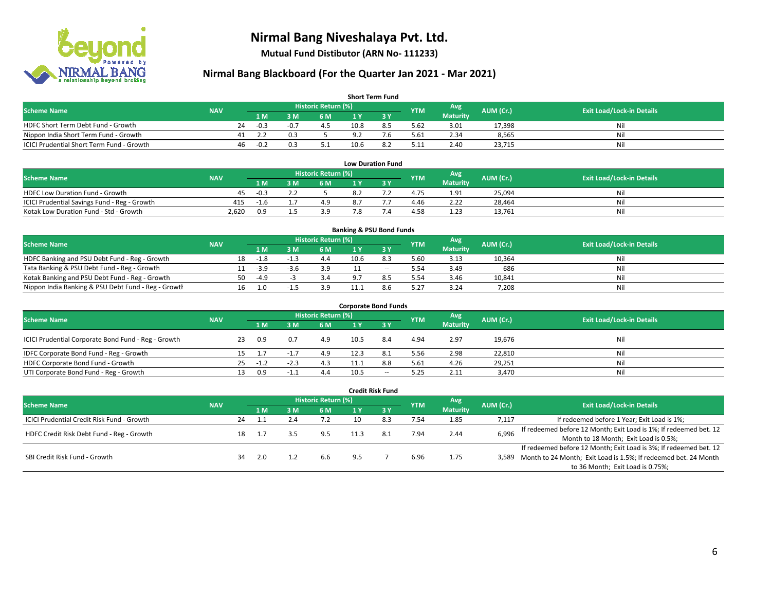# Nirmal Bang Niveshalaya Pvt. Ltd.

**Mutual Fund Distibutor (ARN No- 111233)**

## Nirmal Bang Blackboard (For the Quarter Jan 2021 - Mar 2021)

### Short Term Fund

| Scheme Name | NAV | Historic Return (%) | | | | | YTM | Avg Maturity | AUM (Cr.) | Exit Load/Lock-in Details |
|---|---|---|---|---|---|---|---|---|---|---|
| | | 1 M | 3 M | 6 M | 1 Y | 3 Y | | | | |
| HDFC Short Term Debt Fund - Growth | 24 | -0.3 | -0.7 | 4.5 | 10.8 | 8.5 | 5.62 | 3.01 | 17,398 | Nil |
| Nippon India Short Term Fund - Growth | 41 | 2.2 | 0.3 | 5 | 9.2 | 7.6 | 5.61 | 2.34 | 8,565 | Nil |
| ICICI Prudential Short Term Fund - Growth | 46 | -0.2 | 0.3 | 5.1 | 10.6 | 8.2 | 5.11 | 2.40 | 23,715 | Nil |

### Low Duration Fund

| Scheme Name | NAV | Historic Return (%) | | | | | YTM | Avg Maturity | AUM (Cr.) | Exit Load/Lock-in Details |
|---|---|---|---|---|---|---|---|---|---|---|
| | | 1 M | 3 M | 6 M | 1 Y | 3 Y | | | | |
| HDFC Low Duration Fund - Growth | 45 | -0.3 | 2.2 | 5 | 8.2 | 7.2 | 4.75 | 1.91 | 25,094 | Nil |
| ICICI Prudential Savings Fund - Reg - Growth | 415 | -1.6 | 1.7 | 4.9 | 8.7 | 7.7 | 4.46 | 2.22 | 28,464 | Nil |
| Kotak Low Duration Fund - Std - Growth | 2,620 | 0.9 | 1.5 | 3.9 | 7.8 | 7.4 | 4.58 | 1.23 | 13,761 | Nil |

### Banking & PSU Bond Funds

| Scheme Name | NAV | Historic Return (%) | | | | | YTM | Avg Maturity | AUM (Cr.) | Exit Load/Lock-in Details |
|---|---|---|---|---|---|---|---|---|---|---|
| | | 1 M | 3 M | 6 M | 1 Y | 3 Y | | | | |
| HDFC Banking and PSU Debt Fund - Reg - Growth | 18 | -1.8 | -1.3 | 4.4 | 10.6 | 8.3 | 5.60 | 3.13 | 10,364 | Nil |
| Tata Banking & PSU Debt Fund - Reg - Growth | 11 | -3.9 | -3.6 | 3.9 | 11 | -- | 5.54 | 3.49 | 686 | Nil |
| Kotak Banking and PSU Debt Fund - Reg - Growth | 50 | -4.9 | -3 | 3.4 | 9.7 | 8.5 | 5.54 | 3.46 | 10,841 | Nil |
| Nippon India Banking & PSU Debt Fund - Reg - Growth | 16 | 1.0 | -1.5 | 3.9 | 11.1 | 8.6 | 5.27 | 3.24 | 7,208 | Nil |

### Corporate Bond Funds

| Scheme Name | NAV | Historic Return (%) | | | | | YTM | Avg Maturity | AUM (Cr.) | Exit Load/Lock-in Details |
|---|---|---|---|---|---|---|---|---|---|---|
| | | 1 M | 3 M | 6 M | 1 Y | 3 Y | | | | |
| ICICI Prudential Corporate Bond Fund - Reg - Growth | 23 | 0.9 | 0.7 | 4.9 | 10.5 | 8.4 | 4.94 | 2.97 | 19,676 | Nil |
| IDFC Corporate Bond Fund - Reg - Growth | 15 | 1.7 | -1.7 | 4.9 | 12.3 | 8.1 | 5.56 | 2.98 | 22,810 | Nil |
| HDFC Corporate Bond Fund - Growth | 25 | -1.2 | -2.3 | 4.3 | 11.1 | 8.8 | 5.61 | 4.26 | 29,251 | Nil |
| UTI Corporate Bond Fund - Reg - Growth | 13 | 0.9 | -1.1 | 4.4 | 10.5 | -- | 5.25 | 2.11 | 3,470 | Nil |

### Credit Risk Fund

| Scheme Name | NAV | Historic Return (%) | | | | | YTM | Avg Maturity | AUM (Cr.) | Exit Load/Lock-in Details |
|---|---|---|---|---|---|---|---|---|---|---|
| | | 1 M | 3 M | 6 M | 1 Y | 3 Y | | | | |
| ICICI Prudential Credit Risk Fund - Growth | 24 | 1.1 | 2.4 | 7.2 | 10 | 8.3 | 7.54 | 1.85 | 7,117 | If redeemed before 1 Year; Exit Load is 1%; |
| HDFC Credit Risk Debt Fund - Reg - Growth | 18 | 1.7 | 3.5 | 9.5 | 11.3 | 8.1 | 7.94 | 2.44 | 6,996 | If redeemed before 12 Month; Exit Load is 1%; If redeemed bet. 12 Month to 18 Month; Exit Load is 0.5%; |
| SBI Credit Risk Fund - Growth | 34 | 2.0 | 1.2 | 6.6 | 9.5 | 7 | 6.96 | 1.75 | 3,589 | If redeemed before 12 Month; Exit Load is 3%; If redeemed bet. 12 Month to 24 Month; Exit Load is 1.5%; If redeemed bet. 24 Month to 36 Month; Exit Load is 0.75%; |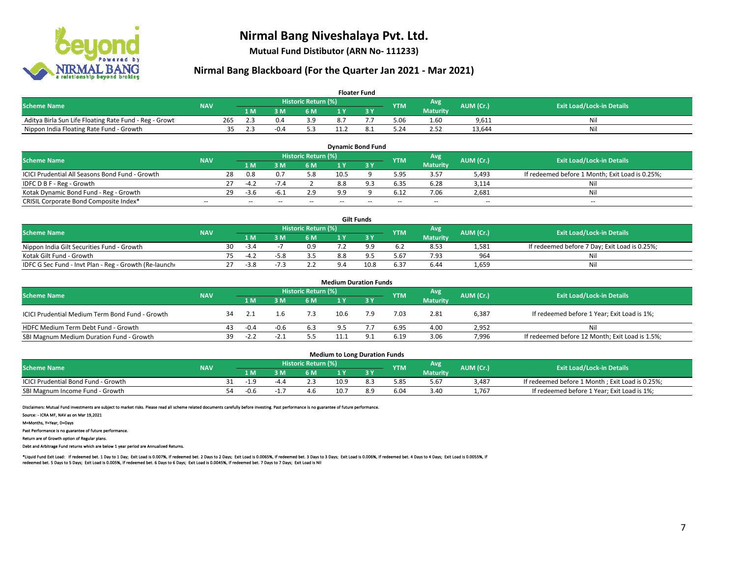# Nirmal Bang Niveshalaya Pvt. Ltd.

**Mutual Fund Distibutor (ARN No- 111233)**

## Nirmal Bang Blackboard (For the Quarter Jan 2021 - Mar 2021)

### Floater Fund

| Scheme Name | NAV | Historic Return (%) | | | | | YTM | Avg Maturity | AUM (Cr.) | Exit Load/Lock-in Details |
|---|---|---|---|---|---|---|---|---|---|---|
| | | 1 M | 3 M | 6 M | 1 Y | 3 Y | | | | |
| Aditya Birla Sun Life Floating Rate Fund - Reg - Growt | 265 | 2.3 | 0.4 | 3.9 | 8.7 | 7.7 | 5.06 | 1.60 | 9,611 | Nil |
| Nippon India Floating Rate Fund - Growth | 35 | 2.3 | -0.4 | 5.3 | 11.2 | 8.1 | 5.24 | 2.52 | 13,644 | Nil |

### Dynamic Bond Fund

| Scheme Name | NAV | Historic Return (%) | | | | | YTM | Avg Maturity | AUM (Cr.) | Exit Load/Lock-in Details |
|---|---|---|---|---|---|---|---|---|---|---|
| | | 1 M | 3 M | 6 M | 1 Y | 3 Y | | | | |
| ICICI Prudential All Seasons Bond Fund - Growth | 28 | 0.8 | 0.7 | 5.8 | 10.5 | 9 | 5.95 | 3.57 | 5,493 | If redeemed before 1 Month; Exit Load is 0.25%; |
| IDFC D B F - Reg - Growth | 27 | -4.2 | -7.4 | 2 | 8.8 | 9.3 | 6.35 | 6.28 | 3,114 | Nil |
| Kotak Dynamic Bond Fund - Reg - Growth | 29 | -3.6 | -6.1 | 2.9 | 9.9 | 9 | 6.12 | 7.06 | 2,681 | Nil |
| CRISIL Corporate Bond Composite Index* | -- | -- | -- | -- | -- | -- | -- | -- | -- | -- |

### Gilt Funds

| Scheme Name | NAV | Historic Return (%) | | | | | YTM | Avg Maturity | AUM (Cr.) | Exit Load/Lock-in Details |
|---|---|---|---|---|---|---|---|---|---|---|
| | | 1 M | 3 M | 6 M | 1 Y | 3 Y | | | | |
| Nippon India Gilt Securities Fund - Growth | 30 | -3.4 | -7 | 0.9 | 7.2 | 9.9 | 6.2 | 8.53 | 1,581 | If redeemed before 7 Day; Exit Load is 0.25%; |
| Kotak Gilt Fund - Growth | 75 | -4.2 | -5.8 | 3.5 | 8.8 | 9.5 | 5.67 | 7.93 | 964 | Nil |
| IDFC G Sec Fund - Invt Plan - Reg - Growth (Re-launch | 27 | -3.8 | -7.3 | 2.2 | 9.4 | 10.8 | 6.37 | 6.44 | 1,659 | Nil |

### Medium Duration Funds

| Scheme Name | NAV | Historic Return (%) | | | | | YTM | Avg Maturity | AUM (Cr.) | Exit Load/Lock-in Details |
|---|---|---|---|---|---|---|---|---|---|---|
| | | 1 M | 3 M | 6 M | 1 Y | 3 Y | | | | |
| ICICI Prudential Medium Term Bond Fund - Growth | 34 | 2.1 | 1.6 | 7.3 | 10.6 | 7.9 | 7.03 | 2.81 | 6,387 | If redeemed before 1 Year; Exit Load is 1%; |
| HDFC Medium Term Debt Fund - Growth | 43 | -0.4 | -0.6 | 6.3 | 9.5 | 7.7 | 6.95 | 4.00 | 2,952 | Nil |
| SBI Magnum Medium Duration Fund - Growth | 39 | -2.2 | -2.1 | 5.5 | 11.1 | 9.1 | 6.19 | 3.06 | 7,996 | If redeemed before 12 Month; Exit Load is 1.5%; |

### Medium to Long Duration Funds

| Scheme Name | NAV | Historic Return (%) | | | | | YTM | Avg Maturity | AUM (Cr.) | Exit Load/Lock-in Details |
|---|---|---|---|---|---|---|---|---|---|---|
| | | 1 M | 3 M | 6 M | 1 Y | 3 Y | | | | |
| ICICI Prudential Bond Fund - Growth | 31 | -1.9 | -4.4 | 2.3 | 10.9 | 8.3 | 5.85 | 5.67 | 3,487 | If redeemed before 1 Month ; Exit Load is 0.25%; |
| SBI Magnum Income Fund - Growth | 54 | -0.6 | -1.7 | 4.6 | 10.7 | 8.9 | 6.04 | 3.40 | 1,767 | If redeemed before 1 Year; Exit Load is 1%; |

Disclaimers: Mutual Fund investments are subject to market risks. Please read all scheme related documents carefully before investing. Past performance is no guarantee of future performance.

Source: - ICRA MF, NAV as on Mar 19,2021

M=Months, Y=Year, D=Days

Past Performance is no guarantee of future performance.

Return are of Growth option of Regular plans.

Debt and Arbitrage Fund returns which are below 1 year period are Annualized Returns.

*Liquid Fund Exit Load: If redeemed bet. 1 Day to 1 Day; Exit Load is 0.007%, If redeemed bet. 2 Days to 2 Days; Exit Load is 0.0065%, If redeemed bet. 3 Days to 3 Days; Exit Load is 0.006%, If redeemed bet. 4 Days to 4 Days; Exit Load is 0.0055%, If redeemed bet. 5 Days to 5 Days; Exit Load is 0.005%, If redeemed bet. 6 Days to 6 Days; Exit Load is 0.0045%, If redeemed bet. 7 Days to 7 Days; Exit Load is Nil